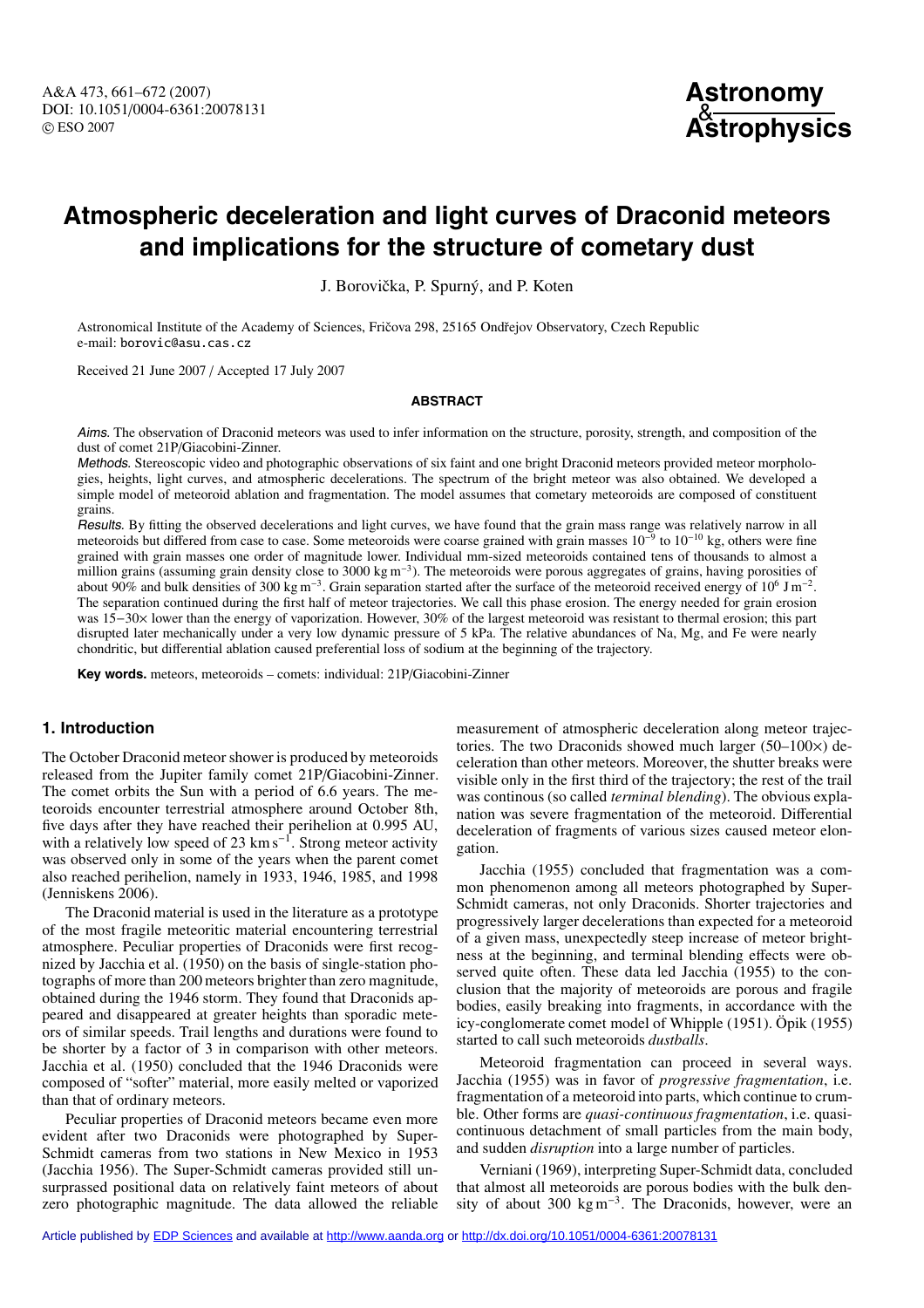# Atmospheric deceleration and light curves of Draconid meteors and implications for the structure of cometary dust

J. Borovička, P. Spurný, and P. Koten

Astronomical Institute of the Academy of Sciences, Fričova 298, 25165 Ondřejov Observatory, Czech Republic
e-mail: borovic@asu.cas.cz

Received 21 June 2007 / Accepted 17 July 2007

## ABSTRACT

*Aims.* The observation of Draconid meteors was used to infer information on the structure, porosity, strength, and composition of the dust of comet 21P/Giacobini-Zinner.

*Methods.* Stereoscopic video and photographic observations of six faint and one bright Draconid meteors provided meteor morphologies, heights, light curves, and atmospheric decelerations. The spectrum of the bright meteor was also obtained. We developed a simple model of meteoroid ablation and fragmentation. The model assumes that cometary meteoroids are composed of constituent grains.

*Results.* By fitting the observed decelerations and light curves, we have found that the grain mass range was relatively narrow in all meteoroids but differed from case to case. Some meteoroids were coarse grained with grain masses $10^{-9}$ to $10^{-10}$ kg, others were fine grained with grain masses one order of magnitude lower. Individual mm-sized meteoroids contained tens of thousands to almost a million grains (assuming grain density close to 3000 kg m$^{-3}$). The meteoroids were porous aggregates of grains, having porosities of about 90% and bulk densities of 300 kg m$^{-3}$. Grain separation started after the surface of the meteoroid received energy of $10^6$ J m$^{-2}$. The separation continued during the first half of meteor trajectories. We call this phase erosion. The energy needed for grain erosion was 15–30× lower than the energy of vaporization. However, 30% of the largest meteoroid was resistant to thermal erosion; this part disrupted later mechanically under a very low dynamic pressure of 5 kPa. The relative abundances of Na, Mg, and Fe were nearly chondritic, but differential ablation caused preferential loss of sodium at the beginning of the trajectory.

**Key words.** meteors, meteoroids – comets: individual: 21P/Giacobini-Zinner

## 1. Introduction

The October Draconid meteor shower is produced by meteoroids released from the Jupiter family comet 21P/Giacobini-Zinner. The comet orbits the Sun with a period of 6.6 years. The meteoroids encounter terrestrial atmosphere around October 8th, five days after they have reached their perihelion at 0.995 AU, with a relatively low speed of 23 km s$^{-1}$. Strong meteor activity was observed only in some of the years when the parent comet also reached perihelion, namely in 1933, 1946, 1985, and 1998 (Jenniskens 2006).

The Draconid material is used in the literature as a prototype of the most fragile meteoritic material encountering terrestrial atmosphere. Peculiar properties of Draconids were first recognized by Jacchia et al. (1950) on the basis of single-station photographs of more than 200 meteors brighter than zero magnitude, obtained during the 1946 storm. They found that Draconids appeared and disappeared at greater heights than sporadic meteors of similar speeds. Trail lengths and durations were found to be shorter by a factor of 3 in comparison with other meteors. Jacchia et al. (1950) concluded that the 1946 Draconids were composed of "softer" material, more easily melted or vaporized than that of ordinary meteors.

Peculiar properties of Draconid meteors became even more evident after two Draconids were photographed by Super-Schmidt cameras from two stations in New Mexico in 1953 (Jacchia 1956). The Super-Schmidt cameras provided still unsurpassed positional data on relatively faint meteors of about zero photographic magnitude. The data allowed the reliable measurement of atmospheric deceleration along meteor trajectories. The two Draconids showed much larger (50–100×) deceleration than other meteors. Moreover, the shutter breaks were visible only in the first third of the trajectory; the rest of the trail was continous (so called *terminal blending*). The obvious explanation was severe fragmentation of the meteoroid. Differential deceleration of fragments of various sizes caused meteor elongation.

Jacchia (1955) concluded that fragmentation was a common phenomenon among all meteors photographed by Super-Schmidt cameras, not only Draconids. Shorter trajectories and progressively larger decelerations than expected for a meteoroid of a given mass, unexpectedly steep increase of meteor brightness at the beginning, and terminal blending effects were observed quite often. These data led Jacchia (1955) to the conclusion that the majority of meteoroids are porous and fragile bodies, easily breaking into fragments, in accordance with the icy-conglomerate comet model of Whipple (1951). Öpik (1955) started to call such meteoroids *dustballs*.

Meteoroid fragmentation can proceed in several ways. Jacchia (1955) was in favor of *progressive fragmentation*, i.e. fragmentation of a meteoroid into parts, which continue to crumble. Other forms are *quasi-continuous fragmentation*, i.e. quasi-continuous detachment of small particles from the main body, and sudden *disruption* into a large number of particles.

Verniani (1969), interpreting Super-Schmidt data, concluded that almost all meteoroids are porous bodies with the bulk density of about 300 kg m$^{-3}$. The Draconids, however, were an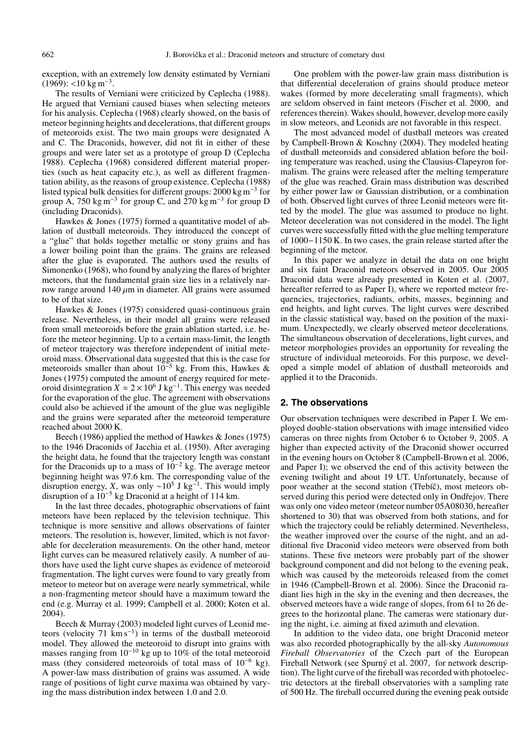exception, with an extremely low density estimated by Verniani (1969): $<10$ kg m$^{-3}$.

The results of Verniani were criticized by Ceplecha (1988). He argued that Verniani caused biases when selecting meteors for his analysis. Ceplecha (1968) clearly showed, on the basis of meteor beginning heights and decelerations, that different groups of meteoroids exist. The two main groups were designated A and C. The Draconids, however, did not fit in either of these groups and were later set as a prototype of group D (Ceplecha 1988). Ceplecha (1968) considered different material properties (such as heat capacity etc.), as well as different fragmentation ability, as the reasons of group existence. Ceplecha (1988) listed typical bulk densities for different groups: 2000 kg m$^{-3}$ for group A, 750 kg m$^{-3}$ for group C, and 270 kg m$^{-3}$ for group D (including Draconids).

Hawkes & Jones (1975) formed a quantitative model of ablation of dustball meteoroids. They introduced the concept of a "glue" that holds together metallic or stony grains and has a lower boiling point than the grains. The grains are released after the glue is evaporated. The authors used the results of Simonenko (1968), who found by analyzing the flares of brighter meteors, that the fundamental grain size lies in a relatively narrow range around 140 $\mu$m in diameter. All grains were assumed to be of that size.

Hawkes & Jones (1975) considered quasi-continuous grain release. Nevertheless, in their model all grains were released from small meteoroids before the grain ablation started, i.e. before the meteor beginning. Up to a certain mass-limit, the length of meteor trajectory was therefore independent of initial meteoroid mass. Observational data suggested that this is the case for meteoroids smaller than about $10^{-5}$ kg. From this, Hawkes & Jones (1975) computed the amount of energy required for meteoroid disintegration $X \approx 2\times10^{6}$ J kg$^{-1}$. This energy was needed for the evaporation of the glue. The agreement with observations could also be achieved if the amount of the glue was negligible and the grains were separated after the meteoroid temperature reached about 2000 K.

Beech (1986) applied the method of Hawkes & Jones (1975) to the 1946 Draconids of Jacchia et al. (1950). After averaging the height data, he found that the trajectory length was constant for the Draconids up to a mass of $10^{-2}$ kg. The average meteor beginning height was 97.6 km. The corresponding value of the disruption energy, $X$, was only $\sim10^{5}$ J kg$^{-1}$. This would imply disruption of a $10^{-5}$ kg Draconid at a height of 114 km.

In the last three decades, photographic observations of faint meteors have been replaced by the television technique. This technique is more sensitive and allows observations of fainter meteors. The resolution is, however, limited, which is not favorable for deceleration measurements. On the other hand, meteor light curves can be measured relatively easily. A number of authors have used the light curve shapes as evidence of meteoroid fragmentation. The light curves were found to vary greatly from meteor to meteor but on average were nearly symmetrical, while a non-fragmenting meteor should have a maximum toward the end (e.g. Murray et al. 1999; Campbell et al. 2000; Koten et al. 2004).

Beech & Murray (2003) modeled light curves of Leonid meteors (velocity 71 km s$^{-1}$) in terms of the dustball meteoroid model. They allowed the meteoroid to disrupt into grains with masses ranging from $10^{-10}$ kg up to 10% of the total meteoroid mass (they considered meteoroids of total mass of $10^{-6}$ kg). A power-law mass distribution of grains was assumed. A wide range of positions of light curve maxima was obtained by varying the mass distribution index between 1.0 and 2.0.

One problem with the power-law grain mass distribution is that differential deceleration of grains should produce meteor wakes (formed by more decelerating small fragments), which are seldom observed in faint meteors (Fischer et al. 2000, and references therein). Wakes should, however, develop more easily in slow meteors, and Leonids are not favorable in this respect.

The most advanced model of dustball meteors was created by Campbell-Brown & Koschny (2004). They modeled heating of dustball meteoroids and considered ablation before the boiling temperature was reached, using the Clausius-Clapeyron formalism. The grains were released after the melting temperature of the glue was reached. Grain mass distribution was described by either power law or Gaussian distribution, or a combination of both. Observed light curves of three Leonid meteors were fitted by the model. The glue was assumed to produce no light. Meteor deceleration was not considered in the model. The light curves were successfully fitted with the glue melting temperature of 1000−1150 K. In two cases, the grain release started after the beginning of the meteor.

In this paper we analyze in detail the data on one bright and six faint Draconid meteors observed in 2005. Our 2005 Draconid data were already presented in Koten et al. (2007, hereafter referred to as Paper I), where we reported meteor frequencies, trajectories, radiants, orbits, masses, beginning and end heights, and light curves. The light curves were described in the classic statistical way, based on the position of the maximum. Unexpectedly, we clearly observed meteor decelerations. The simultaneous observation of decelerations, light curves, and meteor morphologies provides an opportunity for revealing the structure of individual meteoroids. For this purpose, we developed a simple model of ablation of dustball meteoroids and applied it to the Draconids.

## 2. The observations

Our observation techniques were described in Paper I. We employed double-station observations with image intensified video cameras on three nights from October 6 to October 9, 2005. A higher than expected activity of the Draconid shower occurred in the evening hours on October 8 (Campbell-Brown et al. 2006, and Paper I); we observed the end of this activity between the evening twilight and about 19 UT. Unfortunately, because of poor weather at the second station (Třebíč), most meteors observed during this period were detected only in Ondřejov. There was only one video meteor (meteor number 05A08030, hereafter shortened to 30) that was observed from both stations, and for which the trajectory could be reliably determined. Nevertheless, the weather improved over the course of the night, and an additional five Draconid video meteors were observed from both stations. These five meteors were probably part of the shower background component and did not belong to the evening peak, which was caused by the meteoroids released from the comet in 1946 (Campbell-Brown et al. 2006). Since the Draconid radiant lies high in the sky in the evening and then decreases, the observed meteors have a wide range of slopes, from 61 to 26 degrees to the horizontal plane. The cameras were stationary during the night, i.e. aiming at fixed azimuth and elevation.

In addition to the video data, one bright Draconid meteor was also recorded photographically by the all-sky *Autonomous Fireball Observatories* of the Czech part of the European Fireball Network (see Spurný et al. 2007, for network description). The light curve of the fireball was recorded with photoelectric detectors at the fireball observatories with a sampling rate of 500 Hz. The fireball occurred during the evening peak outside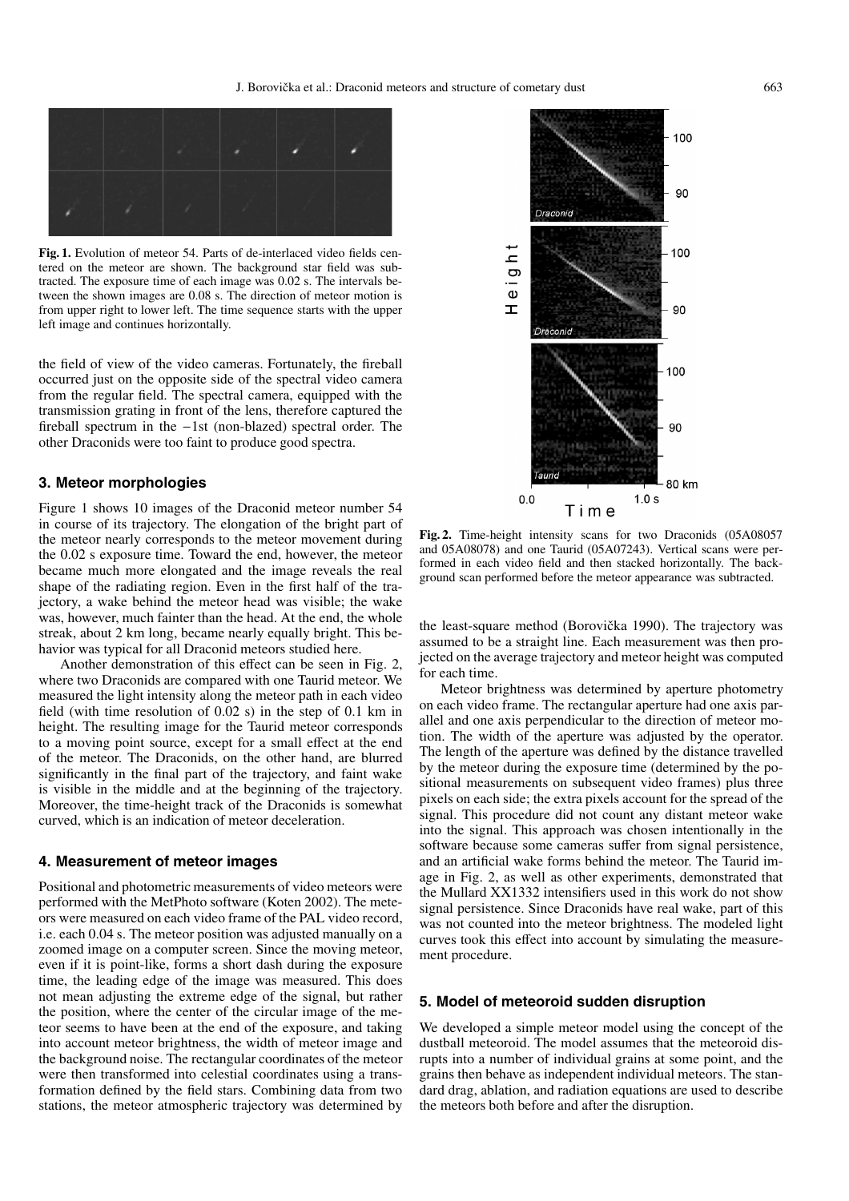**Fig. 1.** Evolution of meteor 54. Parts of de-interlaced video fields centered on the meteor are shown. The background star field was subtracted. The exposure time of each image was 0.02 s. The intervals between the shown images are 0.08 s. The direction of meteor motion is from upper right to lower left. The time sequence starts with the upper left image and continues horizontally.

the field of view of the video cameras. Fortunately, the fireball occurred just on the opposite side of the spectral video camera from the regular field. The spectral camera, equipped with the transmission grating in front of the lens, therefore captured the fireball spectrum in the −1st (non-blazed) spectral order. The other Draconids were too faint to produce good spectra.

## 3. Meteor morphologies

Figure 1 shows 10 images of the Draconid meteor number 54 in course of its trajectory. The elongation of the bright part of the meteor nearly corresponds to the meteor movement during the 0.02 s exposure time. Toward the end, however, the meteor became much more elongated and the image reveals the real shape of the radiating region. Even in the first half of the trajectory, a wake behind the meteor head was visible; the wake was, however, much fainter than the head. At the end, the whole streak, about 2 km long, became nearly equally bright. This behavior was typical for all Draconid meteors studied here.

Another demonstration of this effect can be seen in Fig. 2, where two Draconids are compared with one Taurid meteor. We measured the light intensity along the meteor path in each video field (with time resolution of 0.02 s) in the step of 0.1 km in height. The resulting image for the Taurid meteor corresponds to a moving point source, except for a small effect at the end of the meteor. The Draconids, on the other hand, are blurred significantly in the final part of the trajectory, and faint wake is visible in the middle and at the beginning of the trajectory. Moreover, the time-height track of the Draconids is somewhat curved, which is an indication of meteor deceleration.

## 4. Measurement of meteor images

Positional and photometric measurements of video meteors were performed with the MetPhoto software (Koten 2002). The meteors were measured on each video frame of the PAL video record, i.e. each 0.04 s. The meteor position was adjusted manually on a zoomed image on a computer screen. Since the moving meteor, even if it is point-like, forms a short dash during the exposure time, the leading edge of the image was measured. This does not mean adjusting the extreme edge of the signal, but rather the position, where the center of the circular image of the meteor seems to have been at the end of the exposure, and taking into account meteor brightness, the width of meteor image and the background noise. The rectangular coordinates of the meteor were then transformed into celestial coordinates using a transformation defined by the field stars. Combining data from two stations, the meteor atmospheric trajectory was determined by the least-square method (Borovička 1990). The trajectory was assumed to be a straight line. Each measurement was then projected on the average trajectory and meteor height was computed for each time.

**Fig. 2.** Time-height intensity scans for two Draconids (05A08057 and 05A08078) and one Taurid (05A07243). Vertical scans were performed in each video field and then stacked horizontally. The background scan performed before the meteor appearance was subtracted.

Meteor brightness was determined by aperture photometry on each video frame. The rectangular aperture had one axis parallel and one axis perpendicular to the direction of meteor motion. The width of the aperture was adjusted by the operator. The length of the aperture was defined by the distance travelled by the meteor during the exposure time (determined by the positional measurements on subsequent video frames) plus three pixels on each side; the extra pixels account for the spread of the signal. This procedure did not count any distant meteor wake into the signal. This approach was chosen intentionally in the software because some cameras suffer from signal persistence, and an artificial wake forms behind the meteor. The Taurid image in Fig. 2, as well as other experiments, demonstrated that the Mullard XX1332 intensifiers used in this work do not show signal persistence. Since Draconids have real wake, part of this was not counted into the meteor brightness. The modeled light curves took this effect into account by simulating the measurement procedure.

## 5. Model of meteoroid sudden disruption

We developed a simple meteor model using the concept of the dustball meteoroid. The model assumes that the meteoroid disrupts into a number of individual grains at some point, and the grains then behave as independent individual meteors. The standard drag, ablation, and radiation equations are used to describe the meteors both before and after the disruption.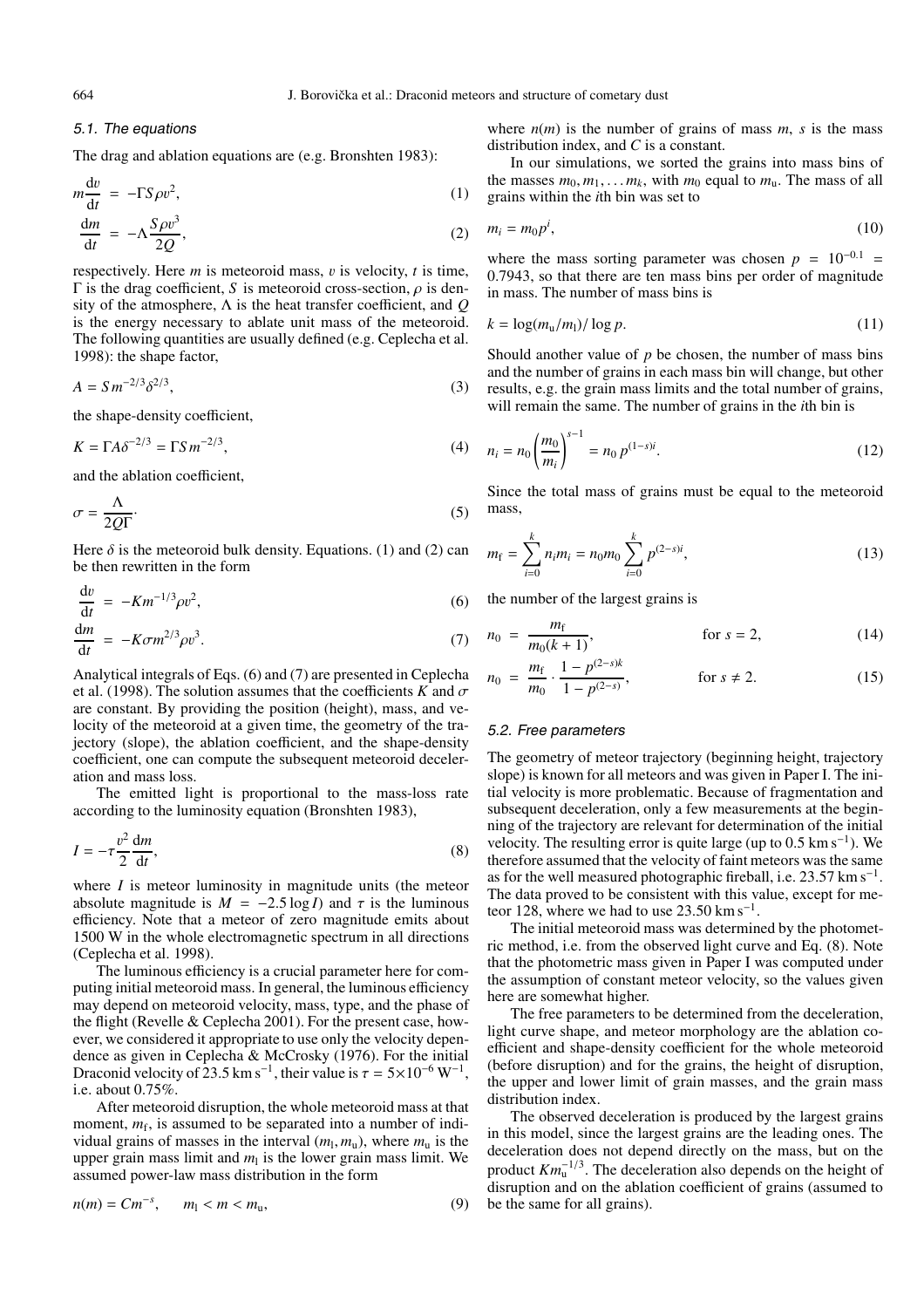### 5.1. The equations

The drag and ablation equations are (e.g. Bronshten 1983):

$$m\frac{\mathrm{d}v}{\mathrm{d}t} = -\Gamma S \rho v^2, \tag{1}$$

$$\frac{\mathrm{d}m}{\mathrm{d}t} = -\Lambda\frac{S\rho v^3}{2Q}, \tag{2}$$

respectively. Here $m$ is meteoroid mass, $v$ is velocity, $t$ is time, $\Gamma$ is the drag coefficient, $S$ is meteoroid cross-section, $\rho$ is density of the atmosphere, $\Lambda$ is the heat transfer coefficient, and $Q$ is the energy necessary to ablate unit mass of the meteoroid. The following quantities are usually defined (e.g. Ceplecha et al. 1998): the shape factor,

$$A = S m^{-2/3}\delta^{2/3}, \tag{3}$$

the shape-density coefficient,

$$K = \Gamma A \delta^{-2/3} = \Gamma S m^{-2/3}, \tag{4}$$

and the ablation coefficient,

$$\sigma = \frac{\Lambda}{2Q\Gamma}. \tag{5}$$

Here $\delta$ is the meteoroid bulk density. Equations. (1) and (2) can be then rewritten in the form

$$\frac{\mathrm{d}v}{\mathrm{d}t} = -K m^{-1/3}\rho v^2, \tag{6}$$

$$\frac{\mathrm{d}m}{\mathrm{d}t} = -K\sigma m^{2/3}\rho v^3. \tag{7}$$

Analytical integrals of Eqs. (6) and (7) are presented in Ceplecha et al. (1998). The solution assumes that the coefficients $K$ and $\sigma$ are constant. By providing the position (height), mass, and velocity of the meteoroid at a given time, the geometry of the trajectory (slope), the ablation coefficient, and the shape-density coefficient, one can compute the subsequent meteoroid deceleration and mass loss.

The emitted light is proportional to the mass-loss rate according to the luminosity equation (Bronshten 1983),

$$I = -\tau\frac{v^2}{2}\frac{\mathrm{d}m}{\mathrm{d}t}, \tag{8}$$

where $I$ is meteor luminosity in magnitude units (the meteor absolute magnitude is $M = -2.5\log I$) and $\tau$ is the luminous efficiency. Note that a meteor of zero magnitude emits about 1500 W in the whole electromagnetic spectrum in all directions (Ceplecha et al. 1998).

The luminous efficiency is a crucial parameter here for computing initial meteoroid mass. In general, the luminous efficiency may depend on meteoroid velocity, mass, type, and the phase of the flight (Revelle & Ceplecha 2001). For the present case, however, we considered it appropriate to use only the velocity dependence as given in Ceplecha & McCrosky (1976). For the initial Draconid velocity of 23.5 km s$^{-1}$, their value is $\tau = 5\times10^{-6}$ W$^{-1}$, i.e. about 0.75%.

After meteoroid disruption, the whole meteoroid mass at that moment, $m_\mathrm{f}$, is assumed to be separated into a number of individual grains of masses in the interval $(m_\mathrm{l}, m_\mathrm{u})$, where $m_\mathrm{u}$ is the upper grain mass limit and $m_\mathrm{l}$ is the lower grain mass limit. We assumed power-law mass distribution in the form

$$n(m) = Cm^{-s}, \qquad m_\mathrm{l} < m < m_\mathrm{u}, \tag{9}$$

where $n(m)$ is the number of grains of mass $m$, $s$ is the mass distribution index, and $C$ is a constant.

In our simulations, we sorted the grains into mass bins of the masses $m_0, m_1, \ldots m_k$, with $m_0$ equal to $m_\mathrm{u}$. The mass of all grains within the $i$th bin was set to

$$m_i = m_0 p^i, \tag{10}$$

where the mass sorting parameter was chosen $p = 10^{-0.1} = 0.7943$, so that there are ten mass bins per order of magnitude in mass. The number of mass bins is

$$k = \log(m_\mathrm{u}/m_\mathrm{l})/\log p. \tag{11}$$

Should another value of $p$ be chosen, the number of mass bins and the number of grains in each mass bin will change, but other results, e.g. the grain mass limits and the total number of grains, will remain the same. The number of grains in the $i$th bin is

$$n_i = n_0\left(\frac{m_0}{m_i}\right)^{s-1} = n_0\, p^{(1-s)i}. \tag{12}$$

Since the total mass of grains must be equal to the meteoroid mass,

$$m_\mathrm{f} = \sum_{i=0}^{k} n_i m_i = n_0 m_0 \sum_{i=0}^{k} p^{(2-s)i}, \tag{13}$$

the number of the largest grains is

$$n_0 = \frac{m_\mathrm{f}}{m_0(k+1)}, \qquad \text{for } s = 2, \tag{14}$$

$$n_0 = \frac{m_\mathrm{f}}{m_0}\cdot\frac{1-p^{(2-s)k}}{1-p^{(2-s)}}, \qquad \text{for } s \neq 2. \tag{15}$$

### 5.2. Free parameters

The geometry of meteor trajectory (beginning height, trajectory slope) is known for all meteors and was given in Paper I. The initial velocity is more problematic. Because of fragmentation and subsequent deceleration, only a few measurements at the beginning of the trajectory are relevant for determination of the initial velocity. The resulting error is quite large (up to 0.5 km s$^{-1}$). We therefore assumed that the velocity of faint meteors was the same as for the well measured photographic fireball, i.e. 23.57 km s$^{-1}$. The data proved to be consistent with this value, except for meteor 128, where we had to use 23.50 km s$^{-1}$.

The initial meteoroid mass was determined by the photometric method, i.e. from the observed light curve and Eq. (8). Note that the photometric mass given in Paper I was computed under the assumption of constant meteor velocity, so the values given here are somewhat higher.

The free parameters to be determined from the deceleration, light curve shape, and meteor morphology are the ablation coefficient and shape-density coefficient for the whole meteoroid (before disruption) and for the grains, the height of disruption, the upper and lower limit of grain masses, and the grain mass distribution index.

The observed deceleration is produced by the largest grains in this model, since the largest grains are the leading ones. The deceleration does not depend directly on the mass, but on the product $Km_\mathrm{u}^{-1/3}$. The deceleration also depends on the height of disruption and on the ablation coefficient of grains (assumed to be the same for all grains).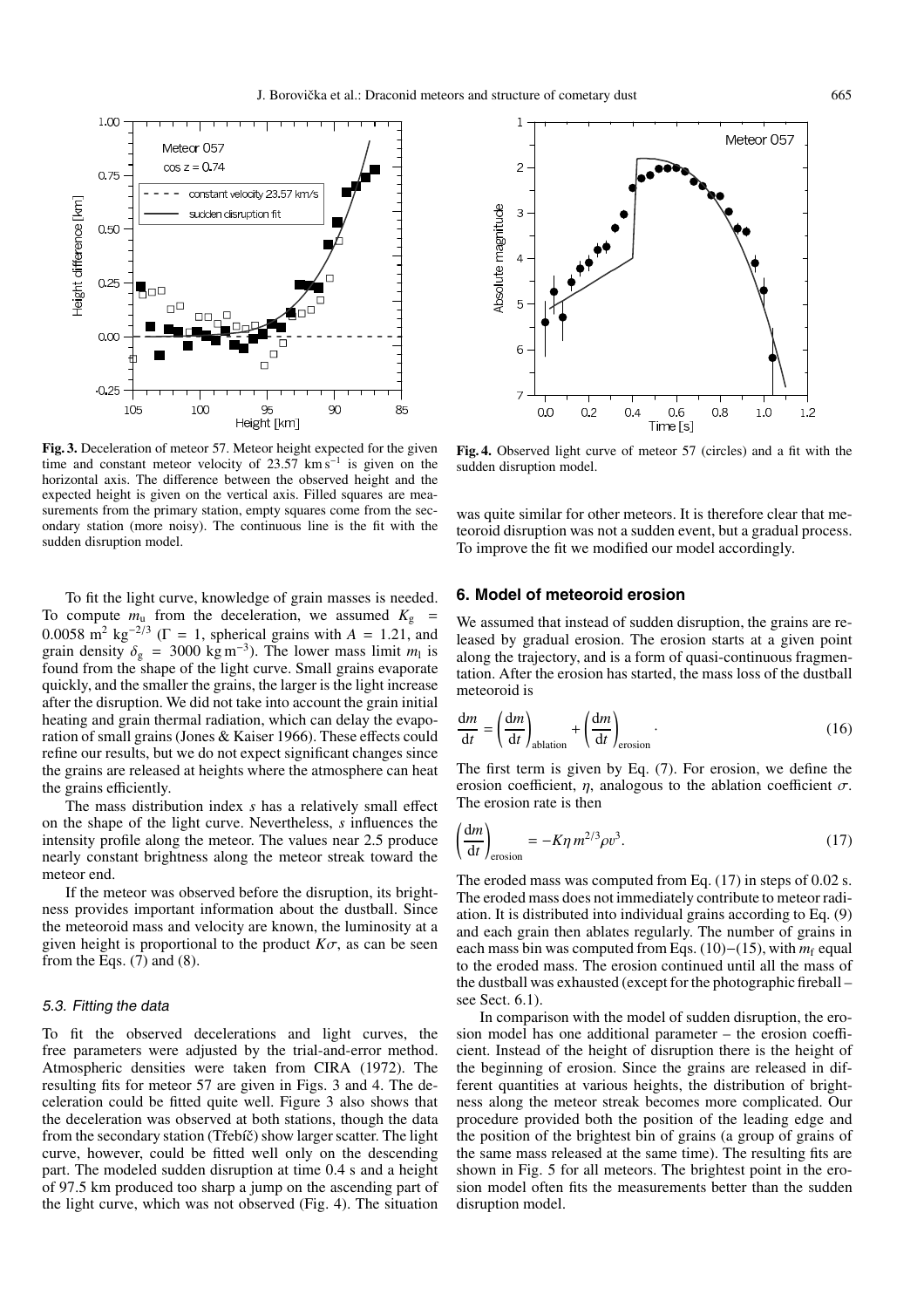**Fig. 3.** Deceleration of meteor 57. Meteor height expected for the given time and constant meteor velocity of 23.57 km s$^{-1}$ is given on the horizontal axis. The difference between the observed height and the expected height is given on the vertical axis. Filled squares are measurements from the primary station, empty squares come from the secondary station (more noisy). The continuous line is the fit with the sudden disruption model.

**Fig. 4.** Observed light curve of meteor 57 (circles) and a fit with the sudden disruption model.

To fit the light curve, knowledge of grain masses is needed. To compute $m_u$ from the deceleration, we assumed $K_g$ = 0.0058 m$^2$ kg$^{-2/3}$ ($\Gamma$ = 1, spherical grains with $A$ = 1.21, and grain density $\delta_g$ = 3000 kg m$^{-3}$). The lower mass limit $m_l$ is found from the shape of the light curve. Small grains evaporate quickly, and the smaller the grains, the larger is the light increase after the disruption. We did not take into account the grain initial heating and grain thermal radiation, which can delay the evaporation of small grains (Jones & Kaiser 1966). These effects could refine our results, but we do not expect significant changes since the grains are released at heights where the atmosphere can heat the grains efficiently.

The mass distribution index $s$ has a relatively small effect on the shape of the light curve. Nevertheless, $s$ influences the intensity profile along the meteor. The values near 2.5 produce nearly constant brightness along the meteor streak toward the meteor end.

If the meteor was observed before the disruption, its brightness provides important information about the dustball. Since the meteoroid mass and velocity are known, the luminosity at a given height is proportional to the product $K\sigma$, as can be seen from the Eqs. (7) and (8).

### 5.3. Fitting the data

To fit the observed decelerations and light curves, the free parameters were adjusted by the trial-and-error method. Atmospheric densities were taken from CIRA (1972). The resulting fits for meteor 57 are given in Figs. 3 and 4. The deceleration could be fitted quite well. Figure 3 also shows that the deceleration was observed at both stations, though the data from the secondary station (Třebíč) show larger scatter. The light curve, however, could be fitted well only on the descending part. The modeled sudden disruption at time 0.4 s and a height of 97.5 km produced too sharp a jump on the ascending part of the light curve, which was not observed (Fig. 4). The situation was quite similar for other meteors. It is therefore clear that meteoroid disruption was not a sudden event, but a gradual process. To improve the fit we modified our model accordingly.

## 6. Model of meteoroid erosion

We assumed that instead of sudden disruption, the grains are released by gradual erosion. The erosion starts at a given point along the trajectory, and is a form of quasi-continuous fragmentation. After the erosion has started, the mass loss of the dustball meteoroid is

$$\frac{\mathrm{d}m}{\mathrm{d}t} = \left(\frac{\mathrm{d}m}{\mathrm{d}t}\right)_{\text{ablation}} + \left(\frac{\mathrm{d}m}{\mathrm{d}t}\right)_{\text{erosion}}. \tag{16}$$

The first term is given by Eq. (7). For erosion, we define the erosion coefficient, $\eta$, analogous to the ablation coefficient $\sigma$. The erosion rate is then

$$\left(\frac{\mathrm{d}m}{\mathrm{d}t}\right)_{\text{erosion}} = -K\eta\, m^{2/3}\rho v^3. \tag{17}$$

The eroded mass was computed from Eq. (17) in steps of 0.02 s. The eroded mass does not immediately contribute to meteor radiation. It is distributed into individual grains according to Eq. (9) and each grain then ablates regularly. The number of grains in each mass bin was computed from Eqs. (10)−(15), with $m_f$ equal to the eroded mass. The erosion continued until all the mass of the dustball was exhausted (except for the photographic fireball – see Sect. 6.1).

In comparison with the model of sudden disruption, the erosion model has one additional parameter – the erosion coefficient. Instead of the height of disruption there is the height of the beginning of erosion. Since the grains are released in different quantities at various heights, the distribution of brightness along the meteor streak becomes more complicated. Our procedure provided both the position of the leading edge and the position of the brightest bin of grains (a group of grains of the same mass released at the same time). The resulting fits are shown in Fig. 5 for all meteors. The brightest point in the erosion model often fits the measurements better than the sudden disruption model.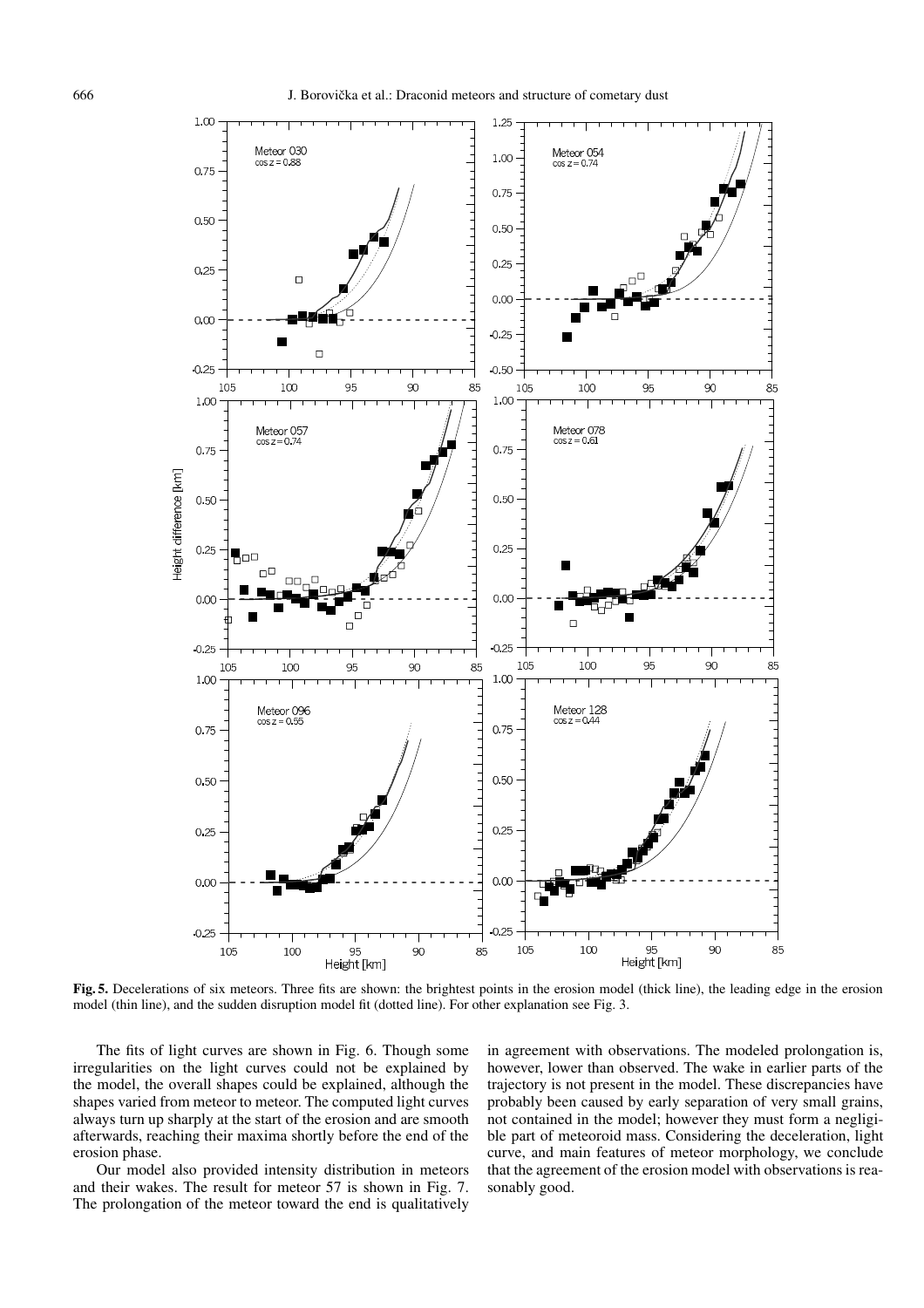**Fig. 5.** Decelerations of six meteors. Three fits are shown: the brightest points in the erosion model (thick line), the leading edge in the erosion model (thin line), and the sudden disruption model fit (dotted line). For other explanation see Fig. 3.

The fits of light curves are shown in Fig. 6. Though some irregularities on the light curves could not be explained by the model, the overall shapes could be explained, although the shapes varied from meteor to meteor. The computed light curves always turn up sharply at the start of the erosion and are smooth afterwards, reaching their maxima shortly before the end of the erosion phase.

Our model also provided intensity distribution in meteors and their wakes. The result for meteor 57 is shown in Fig. 7. The prolongation of the meteor toward the end is qualitatively in agreement with observations. The modeled prolongation is, however, lower than observed. The wake in earlier parts of the trajectory is not present in the model. These discrepancies have probably been caused by early separation of very small grains, not contained in the model; however they must form a negligible part of meteoroid mass. Considering the deceleration, light curve, and main features of meteor morphology, we conclude that the agreement of the erosion model with observations is reasonably good.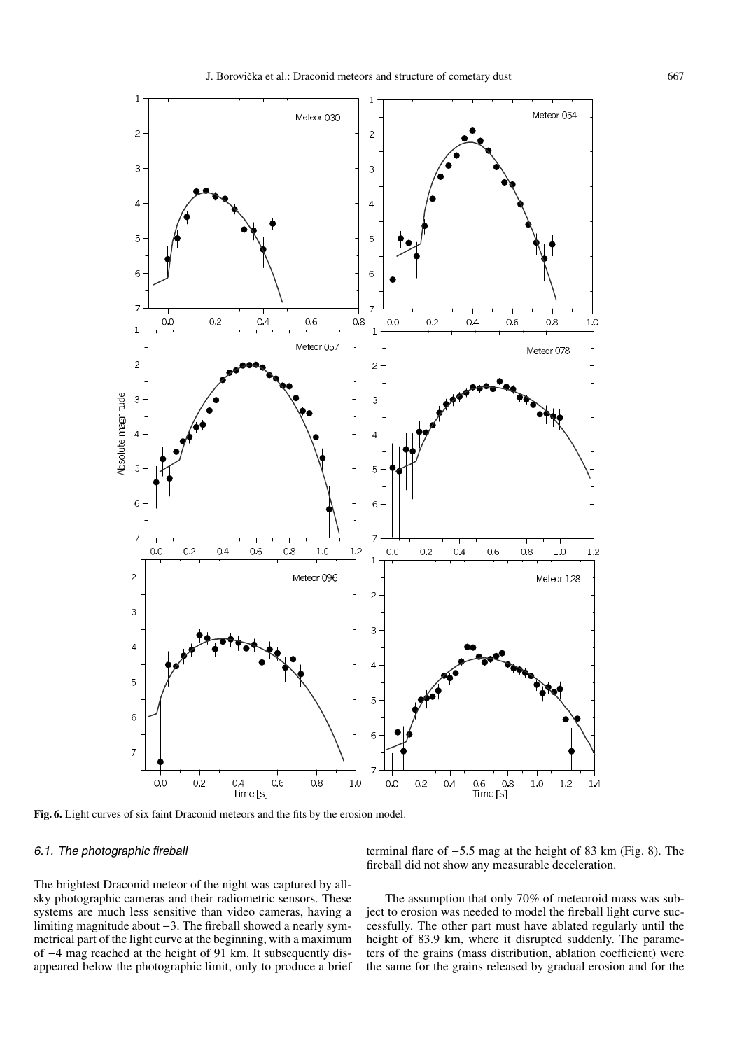**Fig. 6.** Light curves of six faint Draconid meteors and the fits by the erosion model.

### 6.1. The photographic fireball

The brightest Draconid meteor of the night was captured by all-sky photographic cameras and their radiometric sensors. These systems are much less sensitive than video cameras, having a limiting magnitude about −3. The fireball showed a nearly symmetrical part of the light curve at the beginning, with a maximum of −4 mag reached at the height of 91 km. It subsequently disappeared below the photographic limit, only to produce a brief terminal flare of −5.5 mag at the height of 83 km (Fig. 8). The fireball did not show any measurable deceleration.

The assumption that only 70% of meteoroid mass was subject to erosion was needed to model the fireball light curve successfully. The other part must have ablated regularly until the height of 83.9 km, where it disrupted suddenly. The parameters of the grains (mass distribution, ablation coefficient) were the same for the grains released by gradual erosion and for the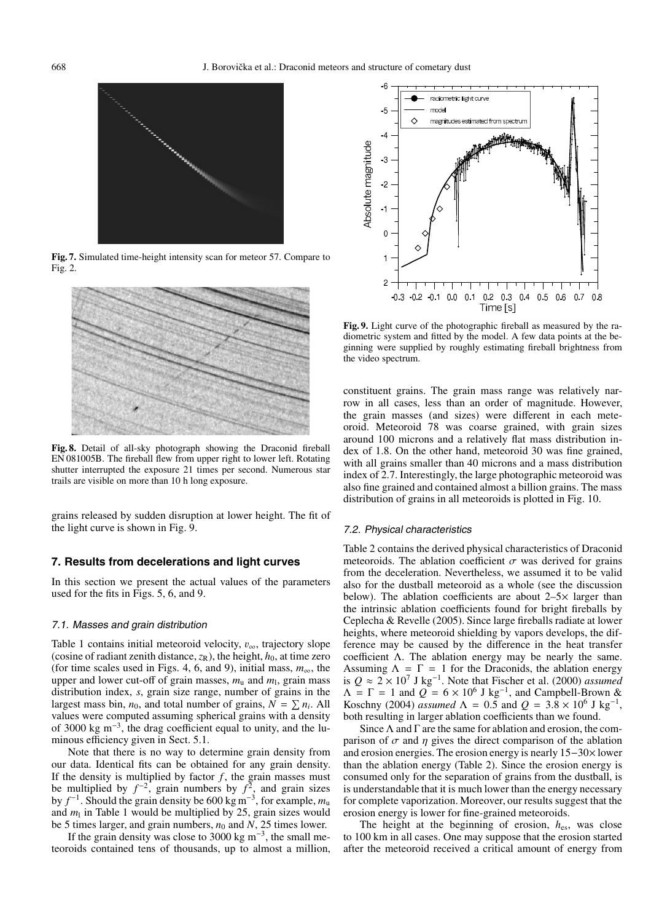**Fig. 7.** Simulated time-height intensity scan for meteor 57. Compare to Fig. 2.

**Fig. 8.** Detail of all-sky photograph showing the Draconid fireball EN 081005B. The fireball flew from upper right to lower left. Rotating shutter interrupted the exposure 21 times per second. Numerous star trails are visible on more than 10 h long exposure.

grains released by sudden disruption at lower height. The fit of the light curve is shown in Fig. 9.

## 7. Results from decelerations and light curves

In this section we present the actual values of the parameters used for the fits in Figs. 5, 6, and 9.

### 7.1. Masses and grain distribution

Table 1 contains initial meteoroid velocity, $v_\infty$, trajectory slope (cosine of radiant zenith distance, $z_R$), the height, $h_0$, at time zero (for time scales used in Figs. 4, 6, and 9), initial mass, $m_\infty$, the upper and lower cut-off of grain masses, $m_u$ and $m_l$, grain mass distribution index, $s$, grain size range, number of grains in the largest mass bin, $n_0$, and total number of grains, $N = \sum n_i$. All values were computed assuming spherical grains with a density of 3000 kg m$^{-3}$, the drag coefficient equal to unity, and the luminous efficiency given in Sect. 5.1.

Note that there is no way to determine grain density from our data. Identical fits can be obtained for any grain density. If the density is multiplied by factor $f$, the grain masses must be multiplied by $f^{-2}$, grain numbers by $f^2$, and grain sizes by $f^{-1}$. Should the grain density be 600 kg m$^{-3}$, for example, $m_u$ and $m_l$ in Table 1 would be multiplied by 25, grain sizes would be 5 times larger, and grain numbers, $n_0$ and $N$, 25 times lower.

If the grain density was close to 3000 kg m$^{-3}$, the small meteoroids contained tens of thousands, up to almost a million, constituent grains. The grain mass range was relatively narrow in all cases, less than an order of magnitude. However, the grain masses (and sizes) were different in each meteoroid. Meteoroid 78 was coarse grained, with grain sizes around 100 microns and a relatively flat mass distribution index of 1.8. On the other hand, meteoroid 30 was fine grained, with all grains smaller than 40 microns and a mass distribution index of 2.7. Interestingly, the large photographic meteoroid was also fine grained and contained almost a billion grains. The mass distribution of grains in all meteoroids is plotted in Fig. 10.

**Fig. 9.** Light curve of the photographic fireball as measured by the radiometric system and fitted by the model. A few data points at the beginning were supplied by roughly estimating fireball brightness from the video spectrum.

### 7.2. Physical characteristics

Table 2 contains the derived physical characteristics of Draconid meteoroids. The ablation coefficient $\sigma$ was derived for grains from the deceleration. Nevertheless, we assumed it to be valid also for the dustball meteoroid as a whole (see the discussion below). The ablation coefficients are about 2–5× larger than the intrinsic ablation coefficients found for bright fireballs by Ceplecha & Revelle (2005). Since large fireballs radiate at lower heights, where meteoroid shielding by vapors develops, the difference may be caused by the difference in the heat transfer coefficient $\Lambda$. The ablation energy may be nearly the same. Assuming $\Lambda = \Gamma = 1$ for the Draconids, the ablation energy is $Q \approx 2 \times 10^7$ J kg$^{-1}$. Note that Fischer et al. (2000) *assumed* $\Lambda = \Gamma = 1$ and $Q = 6 \times 10^6$ J kg$^{-1}$, and Campbell-Brown & Koschny (2004) *assumed* $\Lambda = 0.5$ and $Q = 3.8 \times 10^6$ J kg$^{-1}$, both resulting in larger ablation coefficients than we found.

Since $\Lambda$ and $\Gamma$ are the same for ablation and erosion, the comparison of $\sigma$ and $\eta$ gives the direct comparison of the ablation and erosion energies. The erosion energy is nearly 15−30× lower than the ablation energy (Table 2). Since the erosion energy is consumed only for the separation of grains from the dustball, is is understandable that it is much lower than the energy necessary for complete vaporization. Moreover, our results suggest that the erosion energy is lower for fine-grained meteoroids.

The height at the beginning of erosion, $h_{es}$, was close to 100 km in all cases. One may suppose that the erosion started after the meteoroid received a critical amount of energy from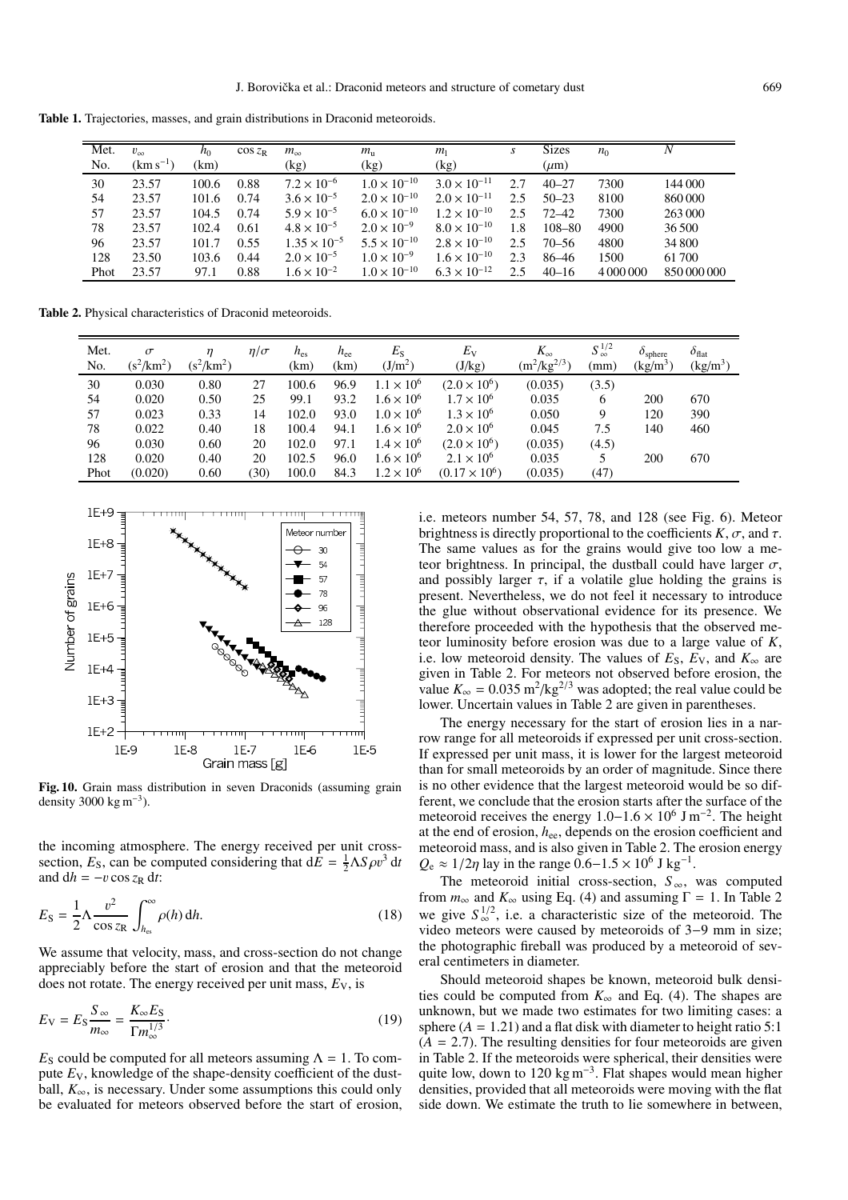**Table 1.** Trajectories, masses, and grain distributions in Draconid meteoroids.

| Met. No. | $v_\infty$ (km s$^{-1}$) | $h_0$ (km) | $\cos z_R$ | $m_\infty$ (kg) | $m_u$ (kg) | $m_l$ (kg) | $s$ | Sizes ($\mu$m) | $n_0$ | $N$ |
|---|---|---|---|---|---|---|---|---|---|---|
| 30 | 23.57 | 100.6 | 0.88 | $7.2 \times 10^{-6}$ | $1.0 \times 10^{-10}$ | $3.0 \times 10^{-11}$ | 2.7 | 40–27 | 7300 | 144 000 |
| 54 | 23.57 | 101.6 | 0.74 | $3.6 \times 10^{-5}$ | $2.0 \times 10^{-10}$ | $2.0 \times 10^{-11}$ | 2.5 | 50–23 | 8100 | 860 000 |
| 57 | 23.57 | 104.5 | 0.74 | $5.9 \times 10^{-5}$ | $6.0 \times 10^{-10}$ | $1.2 \times 10^{-10}$ | 2.5 | 72–42 | 7300 | 263 000 |
| 78 | 23.57 | 102.4 | 0.61 | $4.8 \times 10^{-5}$ | $2.0 \times 10^{-9}$ | $8.0 \times 10^{-10}$ | 1.8 | 108–80 | 4900 | 36 500 |
| 96 | 23.57 | 101.7 | 0.55 | $1.35 \times 10^{-5}$ | $5.5 \times 10^{-10}$ | $2.8 \times 10^{-10}$ | 2.5 | 70–56 | 4800 | 34 800 |
| 128 | 23.50 | 103.6 | 0.44 | $2.0 \times 10^{-5}$ | $1.0 \times 10^{-9}$ | $1.6 \times 10^{-10}$ | 2.3 | 86–46 | 1500 | 61 700 |
| Phot | 23.57 | 97.1 | 0.88 | $1.6 \times 10^{-2}$ | $1.0 \times 10^{-10}$ | $6.3 \times 10^{-12}$ | 2.5 | 40–16 | 4 000 000 | 850 000 000 |

**Table 2.** Physical characteristics of Draconid meteoroids.

| Met. No. | $\sigma$ (s$^2$/km$^2$) | $\eta$ (s$^2$/km$^2$) | $\eta/\sigma$ | $h_{es}$ (km) | $h_{ee}$ (km) | $E_S$ (J/m$^2$) | $E_V$ (J/kg) | $K_\infty$ (m$^2$/kg$^{2/3}$) | $S_\infty^{1/2}$ (mm) | $\delta_{sphere}$ (kg/m$^3$) | $\delta_{flat}$ (kg/m$^3$) |
|---|---|---|---|---|---|---|---|---|---|---|---|
| 30 | 0.030 | 0.80 | 27 | 100.6 | 96.9 | $1.1 \times 10^6$ | $(2.0 \times 10^6)$ | (0.035) | (3.5) | | |
| 54 | 0.020 | 0.50 | 25 | 99.1 | 93.2 | $1.6 \times 10^6$ | $1.7 \times 10^6$ | 0.035 | 6 | 200 | 670 |
| 57 | 0.023 | 0.33 | 14 | 102.0 | 93.0 | $1.0 \times 10^6$ | $1.3 \times 10^6$ | 0.050 | 9 | 120 | 390 |
| 78 | 0.022 | 0.40 | 18 | 100.4 | 94.1 | $1.6 \times 10^6$ | $2.0 \times 10^6$ | 0.045 | 7.5 | 140 | 460 |
| 96 | 0.030 | 0.60 | 20 | 102.0 | 97.1 | $1.4 \times 10^6$ | $(2.0 \times 10^6)$ | (0.035) | (4.5) | | |
| 128 | 0.020 | 0.40 | 20 | 102.5 | 96.0 | $1.6 \times 10^6$ | $2.1 \times 10^6$ | 0.035 | 5 | 200 | 670 |
| Phot | (0.020) | 0.60 | (30) | 100.0 | 84.3 | $1.2 \times 10^6$ | $(0.17 \times 10^6)$ | (0.035) | (47) | | |

**Fig. 10.** Grain mass distribution in seven Draconids (assuming grain density 3000 kg m$^{-3}$).

the incoming atmosphere. The energy received per unit cross-section, $E_S$, can be computed considering that $dE = \frac{1}{2}\Lambda S \rho v^3\, dt$ and $dh = -v \cos z_R\, dt$:

$$E_S = \frac{1}{2}\Lambda \frac{v^2}{\cos z_R} \int_{h_{es}}^{\infty} \rho(h)\, dh. \tag{18}$$

We assume that velocity, mass, and cross-section do not change appreciably before the start of erosion and that the meteoroid does not rotate. The energy received per unit mass, $E_V$, is

$$E_V = E_S \frac{S_\infty}{m_\infty} = \frac{K_\infty E_S}{\Gamma m_\infty^{1/3}}. \tag{19}$$

$E_S$ could be computed for all meteors assuming $\Lambda = 1$. To compute $E_V$, knowledge of the shape-density coefficient of the dustball, $K_\infty$, is necessary. Under some assumptions this could only be evaluated for meteors observed before the start of erosion, i.e. meteors number 54, 57, 78, and 128 (see Fig. 6). Meteor brightness is directly proportional to the coefficients $K$, $\sigma$, and $\tau$. The same values as for the grains would give too low a meteor brightness. In principal, the dustball could have larger $\sigma$, and possibly larger $\tau$, if a volatile glue holding the grains is present. Nevertheless, we do not feel it necessary to introduce the glue without observational evidence for its presence. We therefore proceeded with the hypothesis that the observed meteor luminosity before erosion was due to a large value of $K$, i.e. low meteoroid density. The values of $E_S$, $E_V$, and $K_\infty$ are given in Table 2. For meteors not observed before erosion, the value $K_\infty = 0.035$ m$^2$/kg$^{2/3}$ was adopted; the real value could be lower. Uncertain values in Table 2 are given in parentheses.

The energy necessary for the start of erosion lies in a narrow range for all meteoroids if expressed per unit cross-section. If expressed per unit mass, it is lower for the largest meteoroid than for small meteoroids by an order of magnitude. Since there is no other evidence that the largest meteoroid would be so different, we conclude that the erosion starts after the surface of the meteoroid receives the energy $1.0-1.6 \times 10^6$ J m$^{-2}$. The height at the end of erosion, $h_{ee}$, depends on the erosion coefficient and meteoroid mass, and is also given in Table 2. The erosion energy $Q_e \approx 1/2\eta$ lay in the range $0.6-1.5 \times 10^6$ J kg$^{-1}$.

The meteoroid initial cross-section, $S_\infty$, was computed from $m_\infty$ and $K_\infty$ using Eq. (4) and assuming $\Gamma = 1$. In Table 2 we give $S_\infty^{1/2}$, i.e. a characteristic size of the meteoroid. The video meteors were caused by meteoroids of 3−9 mm in size; the photographic fireball was produced by a meteoroid of several centimeters in diameter.

Should meteoroid shapes be known, meteoroid bulk densities could be computed from $K_\infty$ and Eq. (4). The shapes are unknown, but we made two estimates for two limiting cases: a sphere ($A = 1.21$) and a flat disk with diameter to height ratio 5:1 ($A = 2.7$). The resulting densities for four meteoroids are given in Table 2. If the meteoroids were spherical, their densities were quite low, down to 120 kg m$^{-3}$. Flat shapes would mean higher densities, provided that all meteoroids were moving with the flat side down. We estimate the truth to lie somewhere in between,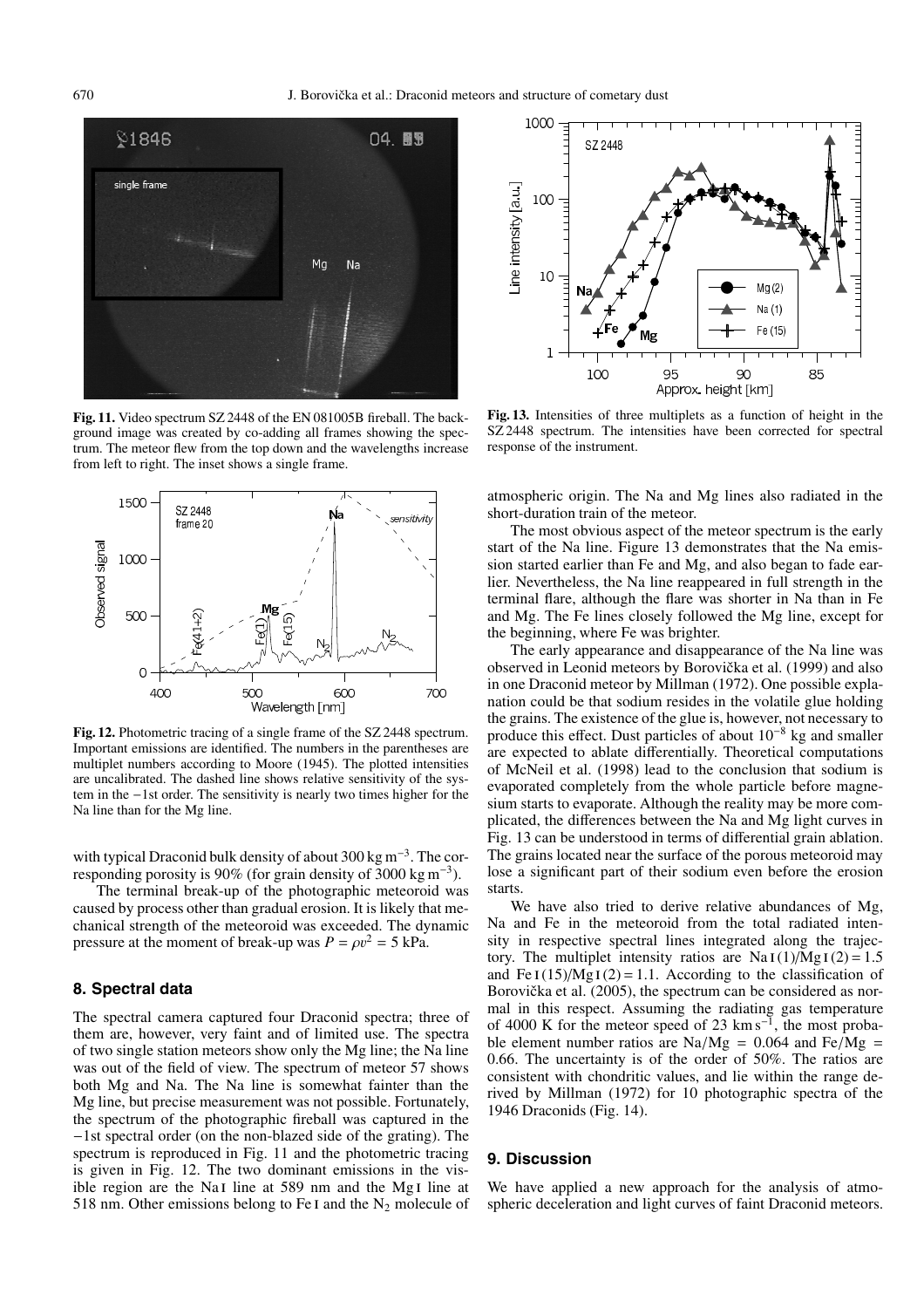**Fig. 11.** Video spectrum SZ 2448 of the EN 081005B fireball. The background image was created by co-adding all frames showing the spectrum. The meteor flew from the top down and the wavelengths increase from left to right. The inset shows a single frame.

**Fig. 12.** Photometric tracing of a single frame of the SZ 2448 spectrum. Important emissions are identified. The numbers in the parentheses are multiplet numbers according to Moore (1945). The plotted intensities are uncalibrated. The dashed line shows relative sensitivity of the system in the −1st order. The sensitivity is nearly two times higher for the Na line than for the Mg line.

with typical Draconid bulk density of about 300 kg m$^{-3}$. The corresponding porosity is 90% (for grain density of 3000 kg m$^{-3}$).

The terminal break-up of the photographic meteoroid was caused by process other than gradual erosion. It is likely that mechanical strength of the meteoroid was exceeded. The dynamic pressure at the moment of break-up was $P = \rho v^2 = 5$ kPa.

## 8. Spectral data

The spectral camera captured four Draconid spectra; three of them are, however, very faint and of limited use. The spectra of two single station meteors show only the Mg line; the Na line was out of the field of view. The spectrum of meteor 57 shows both Mg and Na. The Na line is somewhat fainter than the Mg line, but precise measurement was not possible. Fortunately, the spectrum of the photographic fireball was captured in the −1st spectral order (on the non-blazed side of the grating). The spectrum is reproduced in Fig. 11 and the photometric tracing is given in Fig. 12. The two dominant emissions in the visible region are the Na I line at 589 nm and the Mg I line at 518 nm. Other emissions belong to Fe I and the $N_2$ molecule of atmospheric origin. The Na and Mg lines also radiated in the short-duration train of the meteor.

**Fig. 13.** Intensities of three multiplets as a function of height in the SZ 2448 spectrum. The intensities have been corrected for spectral response of the instrument.

The most obvious aspect of the meteor spectrum is the early start of the Na line. Figure 13 demonstrates that the Na emission started earlier than Fe and Mg, and also began to fade earlier. Nevertheless, the Na line reappeared in full strength in the terminal flare, although the flare was shorter in Na than in Fe and Mg. The Fe lines closely followed the Mg line, except for the beginning, where Fe was brighter.

The early appearance and disappearance of the Na line was observed in Leonid meteors by Borovička et al. (1999) and also in one Draconid meteor by Millman (1972). One possible explanation could be that sodium resides in the volatile glue holding the grains. The existence of the glue is, however, not necessary to produce this effect. Dust particles of about $10^{-8}$ kg and smaller are expected to ablate differentially. Theoretical computations of McNeil et al. (1998) lead to the conclusion that sodium is evaporated completely from the whole particle before magnesium starts to evaporate. Although the reality may be more complicated, the differences between the Na and Mg light curves in Fig. 13 can be understood in terms of differential grain ablation. The grains located near the surface of the porous meteoroid may lose a significant part of their sodium even before the erosion starts.

We have also tried to derive relative abundances of Mg, Na and Fe in the meteoroid from the total radiated intensity in respective spectral lines integrated along the trajectory. The multiplet intensity ratios are Na I(1)/Mg I(2) = 1.5 and Fe I(15)/Mg I(2) = 1.1. According to the classification of Borovička et al. (2005), the spectrum can be considered as normal in this respect. Assuming the radiating gas temperature of 4000 K for the meteor speed of 23 km s$^{-1}$, the most probable element number ratios are Na/Mg = 0.064 and Fe/Mg = 0.66. The uncertainty is of the order of 50%. The ratios are consistent with chondritic values, and lie within the range derived by Millman (1972) for 10 photographic spectra of the 1946 Draconids (Fig. 14).

## 9. Discussion

We have applied a new approach for the analysis of atmospheric deceleration and light curves of faint Draconid meteors.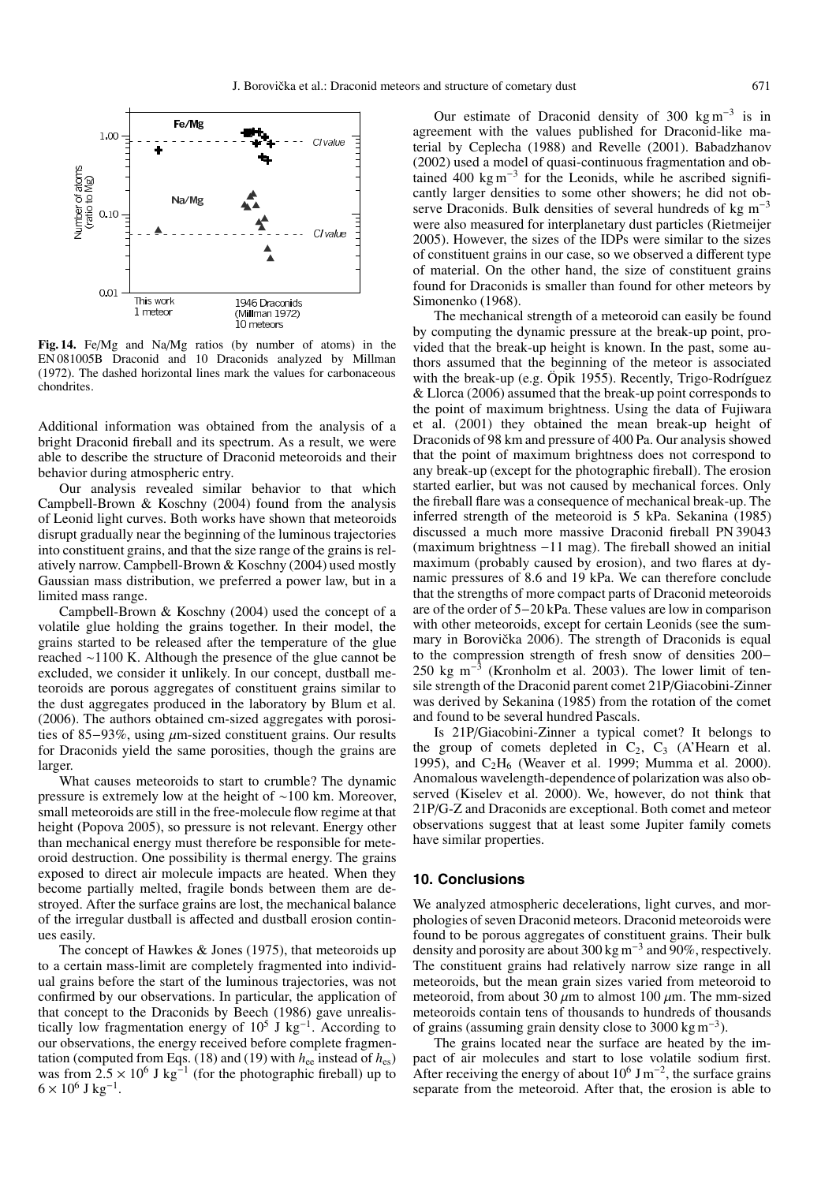**Fig. 14.** Fe/Mg and Na/Mg ratios (by number of atoms) in the EN 081005B Draconid and 10 Draconids analyzed by Millman (1972). The dashed horizontal lines mark the values for carbonaceous chondrites.

Additional information was obtained from the analysis of a bright Draconid fireball and its spectrum. As a result, we were able to describe the structure of Draconid meteoroids and their behavior during atmospheric entry.

Our analysis revealed similar behavior to that which Campbell-Brown & Koschny (2004) found from the analysis of Leonid light curves. Both works have shown that meteoroids disrupt gradually near the beginning of the luminous trajectories into constituent grains, and that the size range of the grains is relatively narrow. Campbell-Brown & Koschny (2004) used mostly Gaussian mass distribution, we preferred a power law, but in a limited mass range.

Campbell-Brown & Koschny (2004) used the concept of a volatile glue holding the grains together. In their model, the grains started to be released after the temperature of the glue reached ∼1100 K. Although the presence of the glue cannot be excluded, we consider it unlikely. In our concept, dustball meteoroids are porous aggregates of constituent grains similar to the dust aggregates produced in the laboratory by Blum et al. (2006). The authors obtained cm-sized aggregates with porosities of 85−93%, using $\mu$m-sized constituent grains. Our results for Draconids yield the same porosities, though the grains are larger.

What causes meteoroids to start to crumble? The dynamic pressure is extremely low at the height of ∼100 km. Moreover, small meteoroids are still in the free-molecule flow regime at that height (Popova 2005), so pressure is not relevant. Energy other than mechanical energy must therefore be responsible for meteoroid destruction. One possibility is thermal energy. The grains exposed to direct air molecule impacts are heated. When they become partially melted, fragile bonds between them are destroyed. After the surface grains are lost, the mechanical balance of the irregular dustball is affected and dustball erosion continues easily.

The concept of Hawkes & Jones (1975), that meteoroids up to a certain mass-limit are completely fragmented into individual grains before the start of the luminous trajectories, was not confirmed by our observations. In particular, the application of that concept to the Draconids by Beech (1986) gave unrealistically low fragmentation energy of $10^5$ J kg$^{-1}$. According to our observations, the energy received before complete fragmentation (computed from Eqs. (18) and (19) with $h_{ee}$ instead of $h_{es}$) was from $2.5 \times 10^6$ J kg$^{-1}$ (for the photographic fireball) up to $6 \times 10^6$ J kg$^{-1}$.

Our estimate of Draconid density of 300 kg m$^{-3}$ is in agreement with the values published for Draconid-like material by Ceplecha (1988) and Revelle (2001). Babadzhanov (2002) used a model of quasi-continuous fragmentation and obtained 400 kg m$^{-3}$ for the Leonids, while he ascribed significantly larger densities to some other showers; he did not observe Draconids. Bulk densities of several hundreds of kg m$^{-3}$ were also measured for interplanetary dust particles (Rietmeijer 2005). However, the sizes of the IDPs were similar to the sizes of constituent grains in our case, so we observed a different type of material. On the other hand, the size of constituent grains found for Draconids is smaller than found for other meteors by Simonenko (1968).

The mechanical strength of a meteoroid can easily be found by computing the dynamic pressure at the break-up point, provided that the break-up height is known. In the past, some authors assumed that the beginning of the meteor is associated with the break-up (e.g. Öpik 1955). Recently, Trigo-Rodríguez & Llorca (2006) assumed that the break-up point corresponds to the point of maximum brightness. Using the data of Fujiwara et al. (2001) they obtained the mean break-up height of Draconids of 98 km and pressure of 400 Pa. Our analysis showed that the point of maximum brightness does not correspond to any break-up (except for the photographic fireball). The erosion started earlier, but was not caused by mechanical forces. Only the fireball flare was a consequence of mechanical break-up. The inferred strength of the meteoroid is 5 kPa. Sekanina (1985) discussed a much more massive Draconid fireball PN 39043 (maximum brightness −11 mag). The fireball showed an initial maximum (probably caused by erosion), and two flares at dynamic pressures of 8.6 and 19 kPa. We can therefore conclude that the strengths of more compact parts of Draconid meteoroids are of the order of 5−20 kPa. These values are low in comparison with other meteoroids, except for certain Leonids (see the summary in Borovička 2006). The strength of Draconids is equal to the compression strength of fresh snow of densities 200−250 kg m$^{-3}$ (Kronholm et al. 2003). The lower limit of tensile strength of the Draconid parent comet 21P/Giacobini-Zinner was derived by Sekanina (1985) from the rotation of the comet and found to be several hundred Pascals.

Is 21P/Giacobini-Zinner a typical comet? It belongs to the group of comets depleted in $C_2$, $C_3$ (A'Hearn et al. 1995), and $C_2H_6$ (Weaver et al. 1999; Mumma et al. 2000). Anomalous wavelength-dependence of polarization was also observed (Kiselev et al. 2000). We, however, do not think that 21P/G-Z and Draconids are exceptional. Both comet and meteor observations suggest that at least some Jupiter family comets have similar properties.

## 10. Conclusions

We analyzed atmospheric decelerations, light curves, and morphologies of seven Draconid meteors. Draconid meteoroids were found to be porous aggregates of constituent grains. Their bulk density and porosity are about 300 kg m$^{-3}$ and 90%, respectively. The constituent grains had relatively narrow size range in all meteoroids, but the mean grain sizes varied from meteoroid to meteoroid, from about 30 $\mu$m to almost 100 $\mu$m. The mm-sized meteoroids contain tens of thousands to hundreds of thousands of grains (assuming grain density close to 3000 kg m$^{-3}$).

The grains located near the surface are heated by the impact of air molecules and start to lose volatile sodium first. After receiving the energy of about $10^6$ J m$^{-2}$, the surface grains separate from the meteoroid. After that, the erosion is able to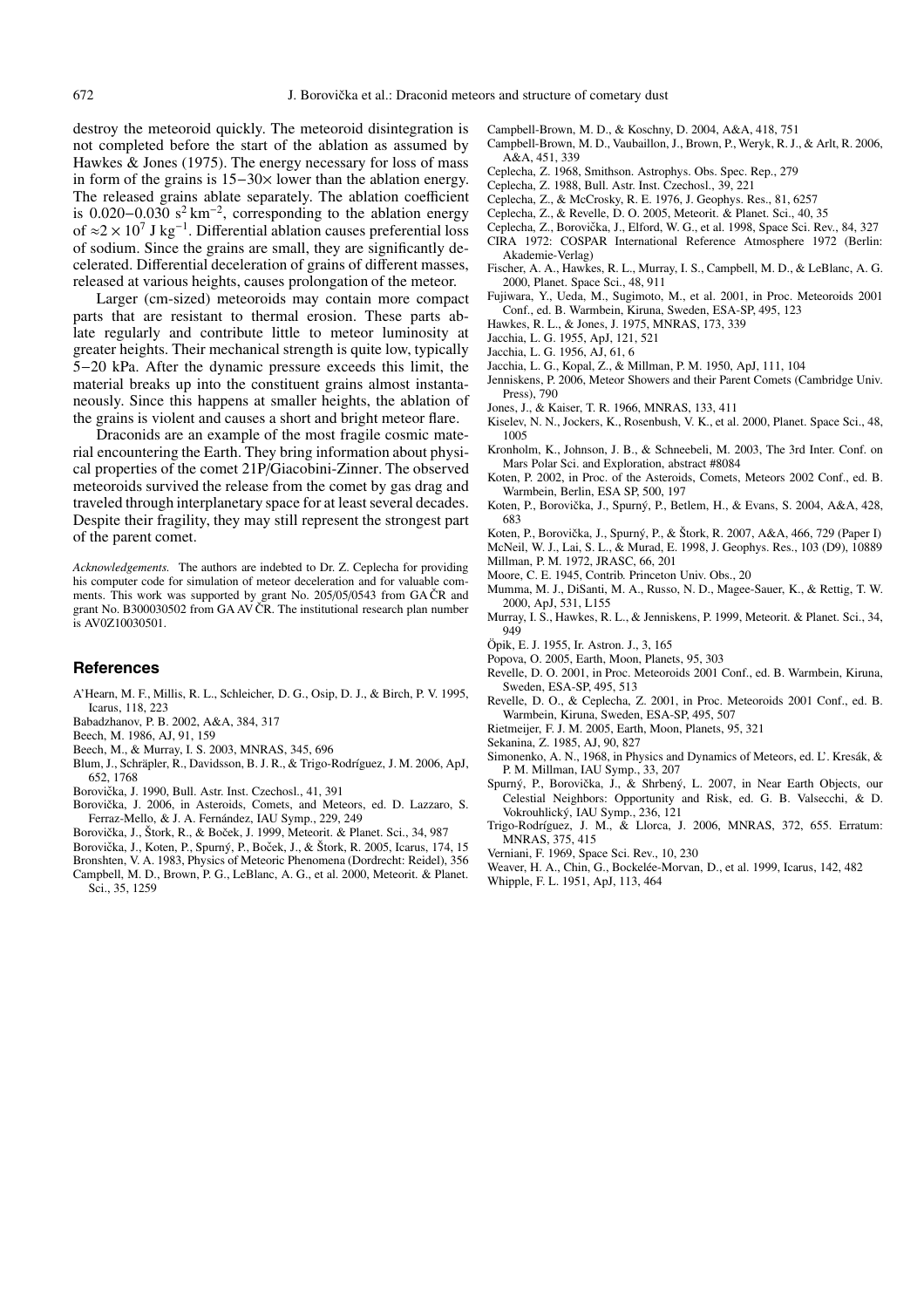destroy the meteoroid quickly. The meteoroid disintegration is not completed before the start of the ablation as assumed by Hawkes & Jones (1975). The energy necessary for loss of mass in form of the grains is 15−30× lower than the ablation energy. The released grains ablate separately. The ablation coefficient is 0.020−0.030 $s^2\,km^{-2}$, corresponding to the ablation energy of $\approx 2 \times 10^7$ J $kg^{-1}$. Differential ablation causes preferential loss of sodium. Since the grains are small, they are significantly decelerated. Differential deceleration of grains of different masses, released at various heights, causes prolongation of the meteor.

Larger (cm-sized) meteoroids may contain more compact parts that are resistant to thermal erosion. These parts ablate regularly and contribute little to meteor luminosity at greater heights. Their mechanical strength is quite low, typically 5−20 kPa. After the dynamic pressure exceeds this limit, the material breaks up into the constituent grains almost instantaneously. Since this happens at smaller heights, the ablation of the grains is violent and causes a short and bright meteor flare.

Draconids are an example of the most fragile cosmic material encountering the Earth. They bring information about physical properties of the comet 21P/Giacobini-Zinner. The observed meteoroids survived the release from the comet by gas drag and traveled through interplanetary space for at least several decades. Despite their fragility, they may still represent the strongest part of the parent comet.

*Acknowledgements.* The authors are indebted to Dr. Z. Ceplecha for providing his computer code for simulation of meteor deceleration and for valuable comments. This work was supported by grant No. 205/05/0543 from GA ČR and grant No. B300030502 from GA AV ČR. The institutional research plan number is AV0Z10030501.

## References

A'Hearn, M. F., Millis, R. L., Schleicher, D. G., Osip, D. J., & Birch, P. V. 1995, Icarus, 118, 223
Babadzhanov, P. B. 2002, A&A, 384, 317
Beech, M. 1986, AJ, 91, 159
Beech, M., & Murray, I. S. 2003, MNRAS, 345, 696
Blum, J., Schräpler, R., Davidsson, B. J. R., & Trigo-Rodríguez, J. M. 2006, ApJ, 652, 1768
Borovička, J. 1990, Bull. Astr. Inst. Czechosl., 41, 391
Borovička, J. 2006, in Asteroids, Comets, and Meteors, ed. D. Lazzaro, S. Ferraz-Mello, & J. A. Fernández, IAU Symp., 229, 249
Borovička, J., Štork, R., & Boček, J. 1999, Meteorit. & Planet. Sci., 34, 987
Borovička, J., Koten, P., Spurný, P., Boček, J., & Štork, R. 2005, Icarus, 174, 15
Bronshten, V. A. 1983, Physics of Meteoric Phenomena (Dordrecht: Reidel), 356
Campbell, M. D., Brown, P. G., LeBlanc, A. G., et al. 2000, Meteorit. & Planet. Sci., 35, 1259
Campbell-Brown, M. D., & Koschny, D. 2004, A&A, 418, 751
Campbell-Brown, M. D., Vaubaillon, J., Brown, P., Weryk, R. J., & Arlt, R. 2006, A&A, 451, 339
Ceplecha, Z. 1968, Smithson. Astrophys. Obs. Spec. Rep., 279
Ceplecha, Z. 1988, Bull. Astr. Inst. Czechosl., 39, 221
Ceplecha, Z., & McCrosky, R. E. 1976, J. Geophys. Res., 81, 6257
Ceplecha, Z., & Revelle, D. O. 2005, Meteorit. & Planet. Sci., 40, 35
Ceplecha, Z., Borovička, J., Elford, W. G., et al. 1998, Space Sci. Rev., 84, 327
CIRA 1972: COSPAR International Reference Atmosphere 1972 (Berlin: Akademie-Verlag)
Fischer, A. A., Hawkes, R. L., Murray, I. S., Campbell, M. D., & LeBlanc, A. G. 2000, Planet. Space Sci., 48, 911
Fujiwara, Y., Ueda, M., Sugimoto, M., et al. 2001, in Proc. Meteoroids 2001 Conf., ed. B. Warmbein, Kiruna, Sweden, ESA-SP, 495, 123
Hawkes, R. L., & Jones, J. 1975, MNRAS, 173, 339
Jacchia, L. G. 1955, ApJ, 121, 521
Jacchia, L. G. 1956, AJ, 61, 6
Jacchia, L. G., Kopal, Z., & Millman, P. M. 1950, ApJ, 111, 104
Jenniskens, P. 2006, Meteor Showers and their Parent Comets (Cambridge Univ. Press), 790
Jones, J., & Kaiser, T. R. 1966, MNRAS, 133, 411
Kiselev, N. N., Jockers, K., Rosenbush, V. K., et al. 2000, Planet. Space Sci., 48, 1005
Kronholm, K., Johnson, J. B., & Schneebeli, M. 2003, The 3rd Inter. Conf. on Mars Polar Sci. and Exploration, abstract #8084
Koten, P. 2002, in Proc. of the Asteroids, Comets, Meteors 2002 Conf., ed. B. Warmbein, Berlin, ESA SP, 500, 197
Koten, P., Borovička, J., Spurný, P., Betlem, H., & Evans, S. 2004, A&A, 428, 683
Koten, P., Borovička, J., Spurný, P., & Štork, R. 2007, A&A, 466, 729 (Paper I)
McNeil, W. J., Lai, S. L., & Murad, E. 1998, J. Geophys. Res., 103 (D9), 10889
Millman, P. M. 1972, JRASC, 66, 201
Moore, C. E. 1945, Contrib. Princeton Univ. Obs., 20
Mumma, M. J., DiSanti, M. A., Russo, N. D., Magee-Sauer, K., & Rettig, T. W. 2000, ApJ, 531, L155
Murray, I. S., Hawkes, R. L., & Jenniskens, P. 1999, Meteorit. & Planet. Sci., 34, 949
Öpik, E. J. 1955, Ir. Astron. J., 3, 165
Popova, O. 2005, Earth, Moon, Planets, 95, 303
Revelle, D. O. 2001, in Proc. Meteoroids 2001 Conf., ed. B. Warmbein, Kiruna, Sweden, ESA-SP, 495, 513
Revelle, D. O., & Ceplecha, Z. 2001, in Proc. Meteoroids 2001 Conf., ed. B. Warmbein, Kiruna, Sweden, ESA-SP, 495, 507
Rietmeijer, F. J. M. 2005, Earth, Moon, Planets, 95, 321
Sekanina, Z. 1985, AJ, 90, 827
Simonenko, A. N., 1968, in Physics and Dynamics of Meteors, ed. L'. Kresák, & P. M. Millman, IAU Symp., 33, 207
Spurný, P., Borovička, J., & Shrbený, L. 2007, in Near Earth Objects, our Celestial Neighbors: Opportunity and Risk, ed. G. B. Valsecchi, & D. Vokrouhlický, IAU Symp., 236, 121
Trigo-Rodríguez, J. M., & Llorca, J. 2006, MNRAS, 372, 655. Erratum: MNRAS, 375, 415
Verniani, F. 1969, Space Sci. Rev., 10, 230
Weaver, H. A., Chin, G., Bockelée-Morvan, D., et al. 1999, Icarus, 142, 482
Whipple, F. L. 1951, ApJ, 113, 464